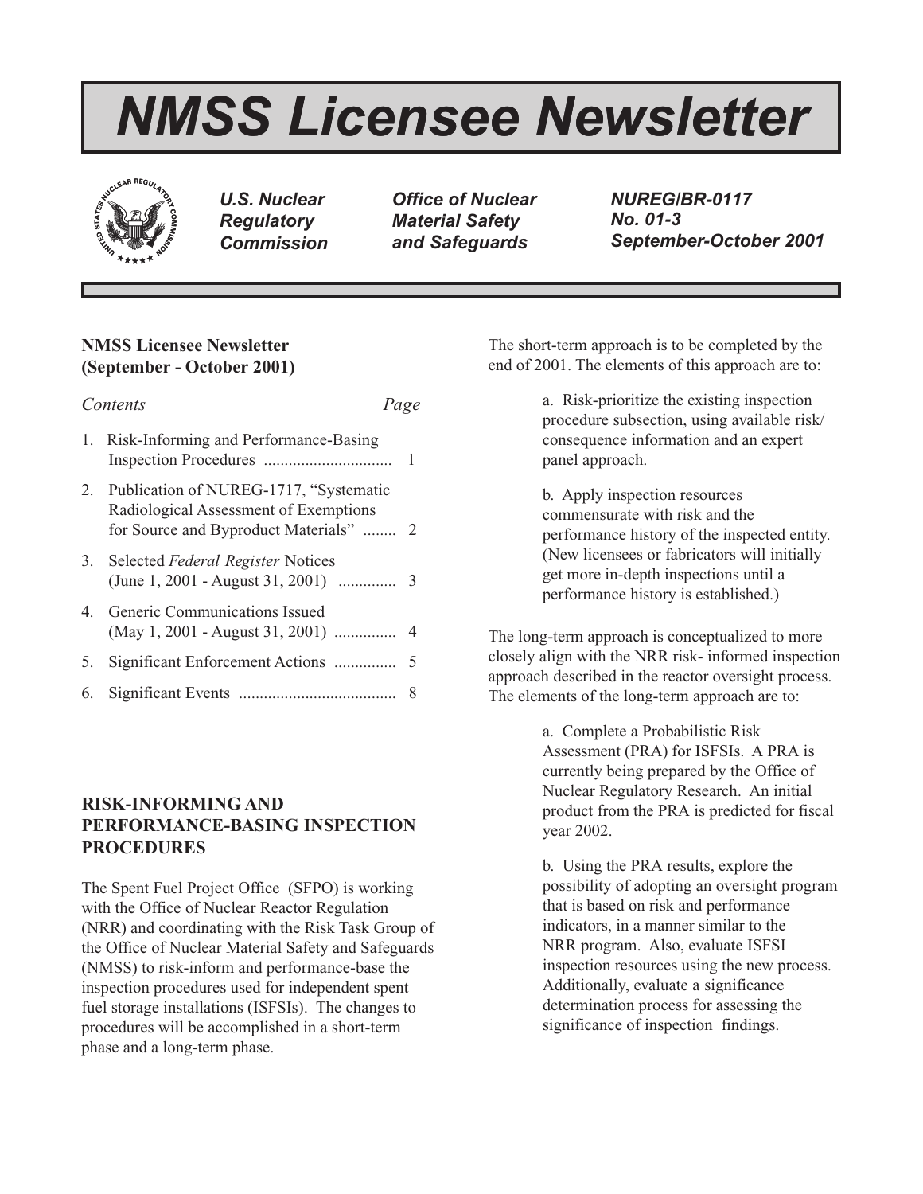# NMSS Licensee Newsletter

*U.S. Nuclear Regulatory Commission*

*Office of Nuclear Material Safety and Safeguards*

*NUREG/BR-0117*
*No. 01-3*
*September-October 2001*

**NMSS Licensee Newsletter (September - October 2001)**

| *Contents* | *Page* |
|---|---|
| 1. Risk-Informing and Performance-Basing Inspection Procedures | 1 |
| 2. Publication of NUREG-1717, "Systematic Radiological Assessment of Exemptions for Source and Byproduct Materials" | 2 |
| 3. Selected *Federal Register* Notices (June 1, 2001 - August 31, 2001) | 3 |
| 4. Generic Communications Issued (May 1, 2001 - August 31, 2001) | 4 |
| 5. Significant Enforcement Actions | 5 |
| 6. Significant Events | 8 |

## RISK-INFORMING AND PERFORMANCE-BASING INSPECTION PROCEDURES

The Spent Fuel Project Office (SFPO) is working with the Office of Nuclear Reactor Regulation (NRR) and coordinating with the Risk Task Group of the Office of Nuclear Material Safety and Safeguards (NMSS) to risk-inform and performance-base the inspection procedures used for independent spent fuel storage installations (ISFSIs). The changes to procedures will be accomplished in a short-term phase and a long-term phase.

The short-term approach is to be completed by the end of 2001. The elements of this approach are to:

> a. Risk-prioritize the existing inspection procedure subsection, using available risk/consequence information and an expert panel approach.
>
> b. Apply inspection resources commensurate with risk and the performance history of the inspected entity. (New licensees or fabricators will initially get more in-depth inspections until a performance history is established.)

The long-term approach is conceptualized to more closely align with the NRR risk- informed inspection approach described in the reactor oversight process. The elements of the long-term approach are to:

> a. Complete a Probabilistic Risk Assessment (PRA) for ISFSIs. A PRA is currently being prepared by the Office of Nuclear Regulatory Research. An initial product from the PRA is predicted for fiscal year 2002.
>
> b. Using the PRA results, explore the possibility of adopting an oversight program that is based on risk and performance indicators, in a manner similar to the NRR program. Also, evaluate ISFSI inspection resources using the new process. Additionally, evaluate a significance determination process for assessing the significance of inspection findings.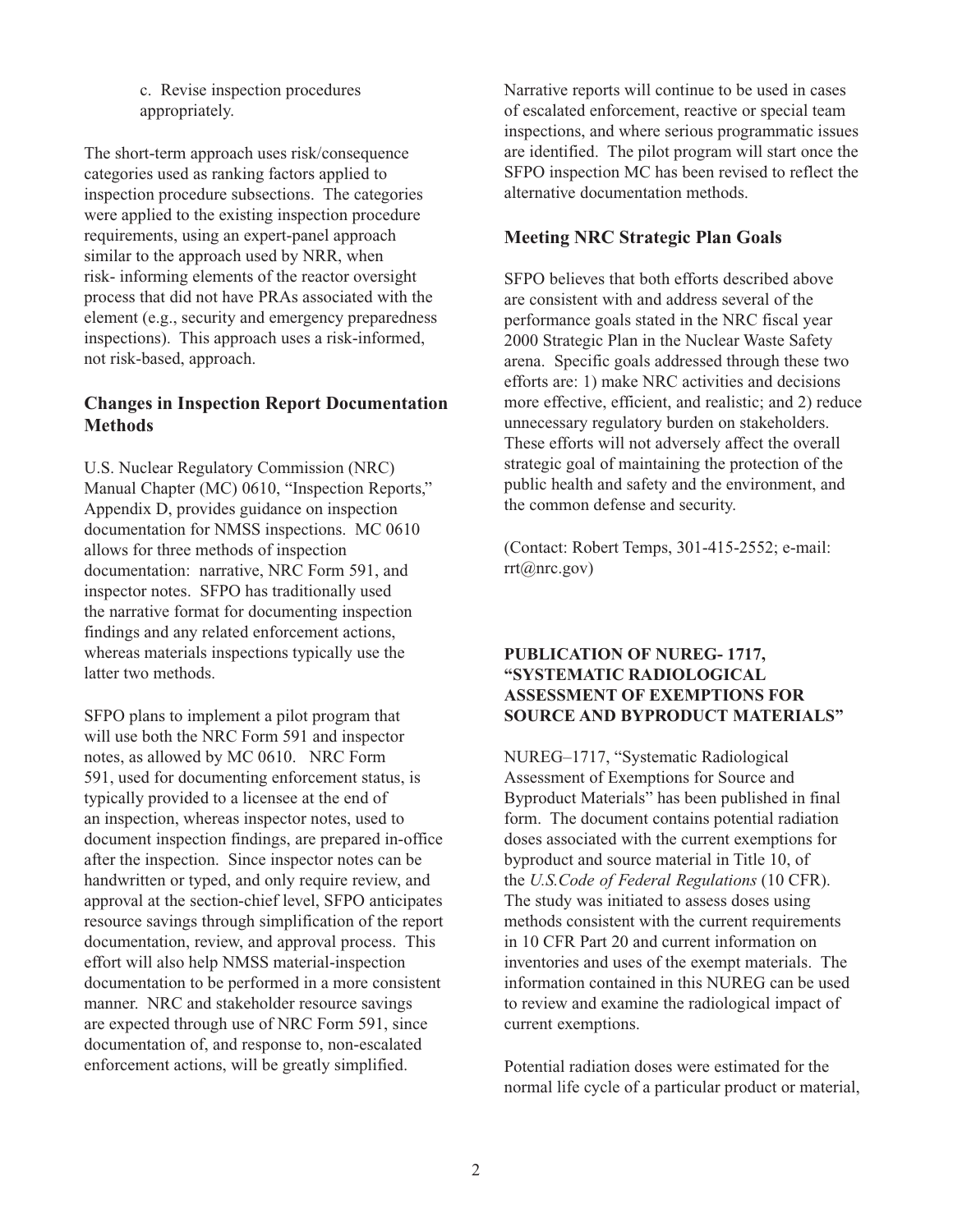c. Revise inspection procedures appropriately.

The short-term approach uses risk/consequence categories used as ranking factors applied to inspection procedure subsections. The categories were applied to the existing inspection procedure requirements, using an expert-panel approach similar to the approach used by NRR, when risk- informing elements of the reactor oversight process that did not have PRAs associated with the element (e.g., security and emergency preparedness inspections). This approach uses a risk-informed, not risk-based, approach.

### Changes in Inspection Report Documentation Methods

U.S. Nuclear Regulatory Commission (NRC) Manual Chapter (MC) 0610, "Inspection Reports," Appendix D, provides guidance on inspection documentation for NMSS inspections. MC 0610 allows for three methods of inspection documentation: narrative, NRC Form 591, and inspector notes. SFPO has traditionally used the narrative format for documenting inspection findings and any related enforcement actions, whereas materials inspections typically use the latter two methods.

SFPO plans to implement a pilot program that will use both the NRC Form 591 and inspector notes, as allowed by MC 0610. NRC Form 591, used for documenting enforcement status, is typically provided to a licensee at the end of an inspection, whereas inspector notes, used to document inspection findings, are prepared in-office after the inspection. Since inspector notes can be handwritten or typed, and only require review, and approval at the section-chief level, SFPO anticipates resource savings through simplification of the report documentation, review, and approval process. This effort will also help NMSS material-inspection documentation to be performed in a more consistent manner. NRC and stakeholder resource savings are expected through use of NRC Form 591, since documentation of, and response to, non-escalated enforcement actions, will be greatly simplified.

Narrative reports will continue to be used in cases of escalated enforcement, reactive or special team inspections, and where serious programmatic issues are identified. The pilot program will start once the SFPO inspection MC has been revised to reflect the alternative documentation methods.

### Meeting NRC Strategic Plan Goals

SFPO believes that both efforts described above are consistent with and address several of the performance goals stated in the NRC fiscal year 2000 Strategic Plan in the Nuclear Waste Safety arena. Specific goals addressed through these two efforts are: 1) make NRC activities and decisions more effective, efficient, and realistic; and 2) reduce unnecessary regulatory burden on stakeholders. These efforts will not adversely affect the overall strategic goal of maintaining the protection of the public health and safety and the environment, and the common defense and security.

(Contact: Robert Temps, 301-415-2552; e-mail: rrt@nrc.gov)

## PUBLICATION OF NUREG- 1717, "SYSTEMATIC RADIOLOGICAL ASSESSMENT OF EXEMPTIONS FOR SOURCE AND BYPRODUCT MATERIALS"

NUREG–1717, "Systematic Radiological Assessment of Exemptions for Source and Byproduct Materials" has been published in final form. The document contains potential radiation doses associated with the current exemptions for byproduct and source material in Title 10, of the *U.S.Code of Federal Regulations* (10 CFR). The study was initiated to assess doses using methods consistent with the current requirements in 10 CFR Part 20 and current information on inventories and uses of the exempt materials. The information contained in this NUREG can be used to review and examine the radiological impact of current exemptions.

Potential radiation doses were estimated for the normal life cycle of a particular product or material,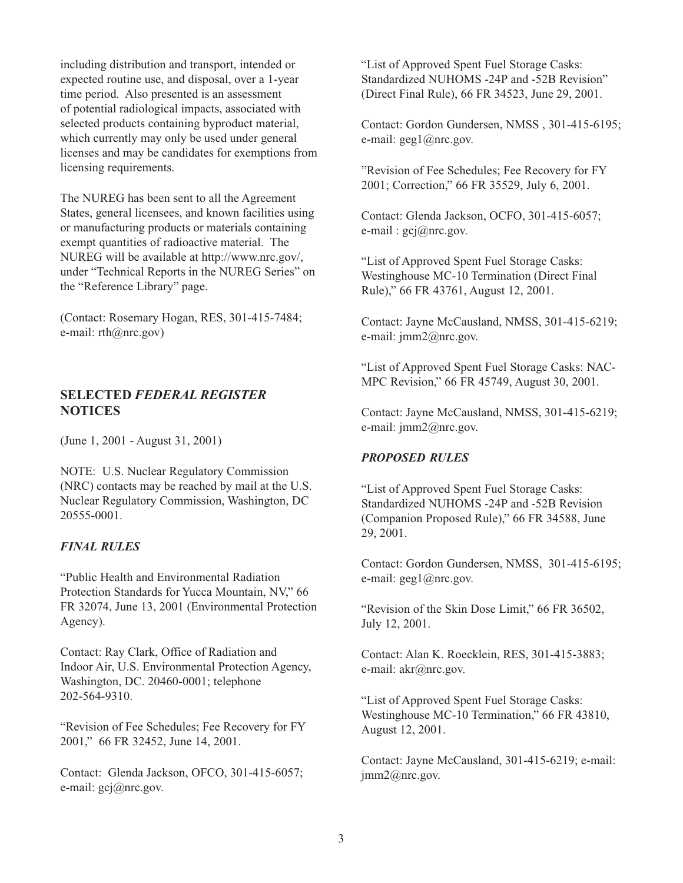including distribution and transport, intended or expected routine use, and disposal, over a 1-year time period. Also presented is an assessment of potential radiological impacts, associated with selected products containing byproduct material, which currently may only be used under general licenses and may be candidates for exemptions from licensing requirements.

The NUREG has been sent to all the Agreement States, general licensees, and known facilities using or manufacturing products or materials containing exempt quantities of radioactive material. The NUREG will be available at http://www.nrc.gov/, under "Technical Reports in the NUREG Series" on the "Reference Library" page.

(Contact: Rosemary Hogan, RES, 301-415-7484; e-mail: rth@nrc.gov)

## SELECTED *FEDERAL REGISTER* NOTICES

(June 1, 2001 - August 31, 2001)

NOTE: U.S. Nuclear Regulatory Commission (NRC) contacts may be reached by mail at the U.S. Nuclear Regulatory Commission, Washington, DC 20555-0001.

### *FINAL RULES*

"Public Health and Environmental Radiation Protection Standards for Yucca Mountain, NV," 66 FR 32074, June 13, 2001 (Environmental Protection Agency).

Contact: Ray Clark, Office of Radiation and Indoor Air, U.S. Environmental Protection Agency, Washington, DC. 20460-0001; telephone 202-564-9310.

"Revision of Fee Schedules; Fee Recovery for FY 2001," 66 FR 32452, June 14, 2001.

Contact: Glenda Jackson, OFCO, 301-415-6057; e-mail: gcj@nrc.gov.

"List of Approved Spent Fuel Storage Casks: Standardized NUHOMS -24P and -52B Revision" (Direct Final Rule), 66 FR 34523, June 29, 2001.

Contact: Gordon Gundersen, NMSS , 301-415-6195; e-mail: geg1@nrc.gov.

"Revision of Fee Schedules; Fee Recovery for FY 2001; Correction," 66 FR 35529, July 6, 2001.

Contact: Glenda Jackson, OCFO, 301-415-6057; e-mail : gcj@nrc.gov.

"List of Approved Spent Fuel Storage Casks: Westinghouse MC-10 Termination (Direct Final Rule)," 66 FR 43761, August 12, 2001.

Contact: Jayne McCausland, NMSS, 301-415-6219; e-mail: jmm2@nrc.gov.

"List of Approved Spent Fuel Storage Casks: NAC-MPC Revision," 66 FR 45749, August 30, 2001.

Contact: Jayne McCausland, NMSS, 301-415-6219; e-mail: jmm2@nrc.gov.

### *PROPOSED RULES*

"List of Approved Spent Fuel Storage Casks: Standardized NUHOMS -24P and -52B Revision (Companion Proposed Rule)," 66 FR 34588, June 29, 2001.

Contact: Gordon Gundersen, NMSS, 301-415-6195; e-mail: geg1@nrc.gov.

"Revision of the Skin Dose Limit," 66 FR 36502, July 12, 2001.

Contact: Alan K. Roecklein, RES, 301-415-3883; e-mail: akr@nrc.gov.

"List of Approved Spent Fuel Storage Casks: Westinghouse MC-10 Termination," 66 FR 43810, August 12, 2001.

Contact: Jayne McCausland, 301-415-6219; e-mail: jmm2@nrc.gov.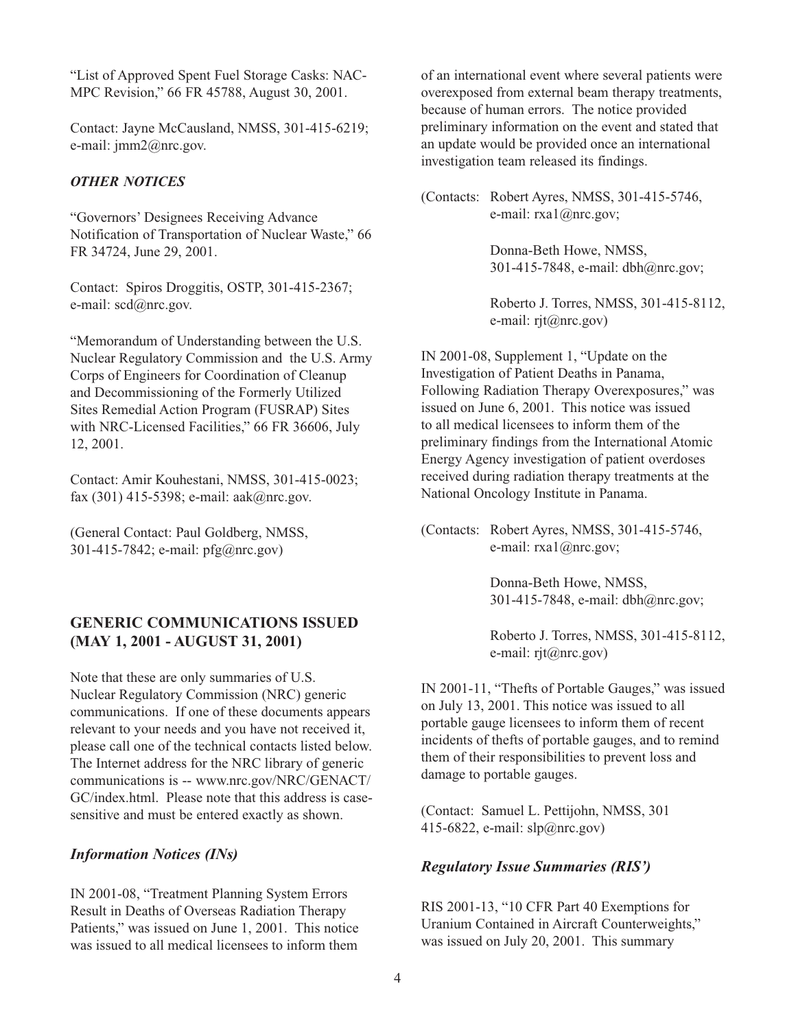"List of Approved Spent Fuel Storage Casks: NAC-MPC Revision," 66 FR 45788, August 30, 2001.

Contact: Jayne McCausland, NMSS, 301-415-6219; e-mail: jmm2@nrc.gov.

### *OTHER NOTICES*

"Governors' Designees Receiving Advance Notification of Transportation of Nuclear Waste," 66 FR 34724, June 29, 2001.

Contact: Spiros Droggitis, OSTP, 301-415-2367; e-mail: scd@nrc.gov.

"Memorandum of Understanding between the U.S. Nuclear Regulatory Commission and the U.S. Army Corps of Engineers for Coordination of Cleanup and Decommissioning of the Formerly Utilized Sites Remedial Action Program (FUSRAP) Sites with NRC-Licensed Facilities," 66 FR 36606, July 12, 2001.

Contact: Amir Kouhestani, NMSS, 301-415-0023; fax (301) 415-5398; e-mail: aak@nrc.gov.

(General Contact: Paul Goldberg, NMSS, 301-415-7842; e-mail: pfg@nrc.gov)

## GENERIC COMMUNICATIONS ISSUED (MAY 1, 2001 - AUGUST 31, 2001)

Note that these are only summaries of U.S. Nuclear Regulatory Commission (NRC) generic communications. If one of these documents appears relevant to your needs and you have not received it, please call one of the technical contacts listed below. The Internet address for the NRC library of generic communications is -- www.nrc.gov/NRC/GENACT/GC/index.html. Please note that this address is case-sensitive and must be entered exactly as shown.

### *Information Notices (INs)*

IN 2001-08, "Treatment Planning System Errors Result in Deaths of Overseas Radiation Therapy Patients," was issued on June 1, 2001. This notice was issued to all medical licensees to inform them of an international event where several patients were overexposed from external beam therapy treatments, because of human errors. The notice provided preliminary information on the event and stated that an update would be provided once an international investigation team released its findings.

(Contacts: Robert Ayres, NMSS, 301-415-5746, e-mail: rxa1@nrc.gov;

Donna-Beth Howe, NMSS, 301-415-7848, e-mail: dbh@nrc.gov;

Roberto J. Torres, NMSS, 301-415-8112, e-mail: rjt@nrc.gov)

IN 2001-08, Supplement 1, "Update on the Investigation of Patient Deaths in Panama, Following Radiation Therapy Overexposures," was issued on June 6, 2001. This notice was issued to all medical licensees to inform them of the preliminary findings from the International Atomic Energy Agency investigation of patient overdoses received during radiation therapy treatments at the National Oncology Institute in Panama.

(Contacts: Robert Ayres, NMSS, 301-415-5746, e-mail: rxa1@nrc.gov;

Donna-Beth Howe, NMSS, 301-415-7848, e-mail: dbh@nrc.gov;

Roberto J. Torres, NMSS, 301-415-8112, e-mail: rjt@nrc.gov)

IN 2001-11, "Thefts of Portable Gauges," was issued on July 13, 2001. This notice was issued to all portable gauge licensees to inform them of recent incidents of thefts of portable gauges, and to remind them of their responsibilities to prevent loss and damage to portable gauges.

(Contact: Samuel L. Pettijohn, NMSS, 301 415-6822, e-mail: slp@nrc.gov)

### *Regulatory Issue Summaries (RIS')*

RIS 2001-13, "10 CFR Part 40 Exemptions for Uranium Contained in Aircraft Counterweights," was issued on July 20, 2001. This summary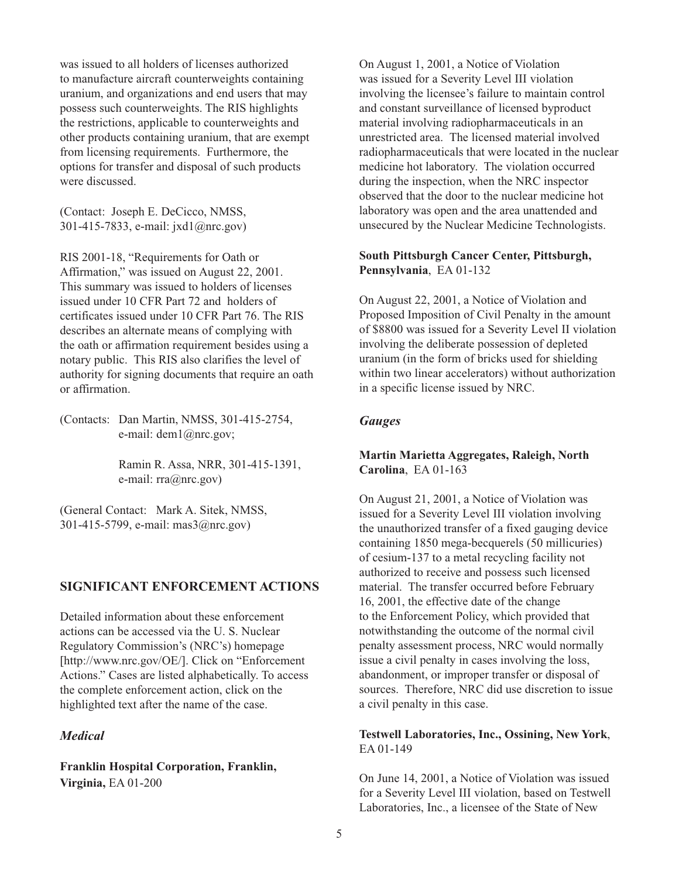was issued to all holders of licenses authorized to manufacture aircraft counterweights containing uranium, and organizations and end users that may possess such counterweights. The RIS highlights the restrictions, applicable to counterweights and other products containing uranium, that are exempt from licensing requirements. Furthermore, the options for transfer and disposal of such products were discussed.

(Contact: Joseph E. DeCicco, NMSS, 301-415-7833, e-mail: jxd1@nrc.gov)

RIS 2001-18, "Requirements for Oath or Affirmation," was issued on August 22, 2001. This summary was issued to holders of licenses issued under 10 CFR Part 72 and holders of certificates issued under 10 CFR Part 76. The RIS describes an alternate means of complying with the oath or affirmation requirement besides using a notary public. This RIS also clarifies the level of authority for signing documents that require an oath or affirmation.

(Contacts: Dan Martin, NMSS, 301-415-2754, e-mail: dem1@nrc.gov;

Ramin R. Assa, NRR, 301-415-1391, e-mail: rra@nrc.gov)

(General Contact: Mark A. Sitek, NMSS, 301-415-5799, e-mail: mas3@nrc.gov)

## SIGNIFICANT ENFORCEMENT ACTIONS

Detailed information about these enforcement actions can be accessed via the U. S. Nuclear Regulatory Commission's (NRC's) homepage [http://www.nrc.gov/OE/]. Click on "Enforcement Actions." Cases are listed alphabetically. To access the complete enforcement action, click on the highlighted text after the name of the case.

### *Medical*

**Franklin Hospital Corporation, Franklin, Virginia,** EA 01-200

On August 1, 2001, a Notice of Violation was issued for a Severity Level III violation involving the licensee's failure to maintain control and constant surveillance of licensed byproduct material involving radiopharmaceuticals in an unrestricted area. The licensed material involved radiopharmaceuticals that were located in the nuclear medicine hot laboratory. The violation occurred during the inspection, when the NRC inspector observed that the door to the nuclear medicine hot laboratory was open and the area unattended and unsecured by the Nuclear Medicine Technologists.

**South Pittsburgh Cancer Center, Pittsburgh, Pennsylvania**, EA 01-132

On August 22, 2001, a Notice of Violation and Proposed Imposition of Civil Penalty in the amount of $8800 was issued for a Severity Level II violation involving the deliberate possession of depleted uranium (in the form of bricks used for shielding within two linear accelerators) without authorization in a specific license issued by NRC.

### *Gauges*

**Martin Marietta Aggregates, Raleigh, North Carolina**, EA 01-163

On August 21, 2001, a Notice of Violation was issued for a Severity Level III violation involving the unauthorized transfer of a fixed gauging device containing 1850 mega-becquerels (50 millicuries) of cesium-137 to a metal recycling facility not authorized to receive and possess such licensed material. The transfer occurred before February 16, 2001, the effective date of the change to the Enforcement Policy, which provided that notwithstanding the outcome of the normal civil penalty assessment process, NRC would normally issue a civil penalty in cases involving the loss, abandonment, or improper transfer or disposal of sources. Therefore, NRC did use discretion to issue a civil penalty in this case.

**Testwell Laboratories, Inc., Ossining, New York**, EA 01-149

On June 14, 2001, a Notice of Violation was issued for a Severity Level III violation, based on Testwell Laboratories, Inc., a licensee of the State of New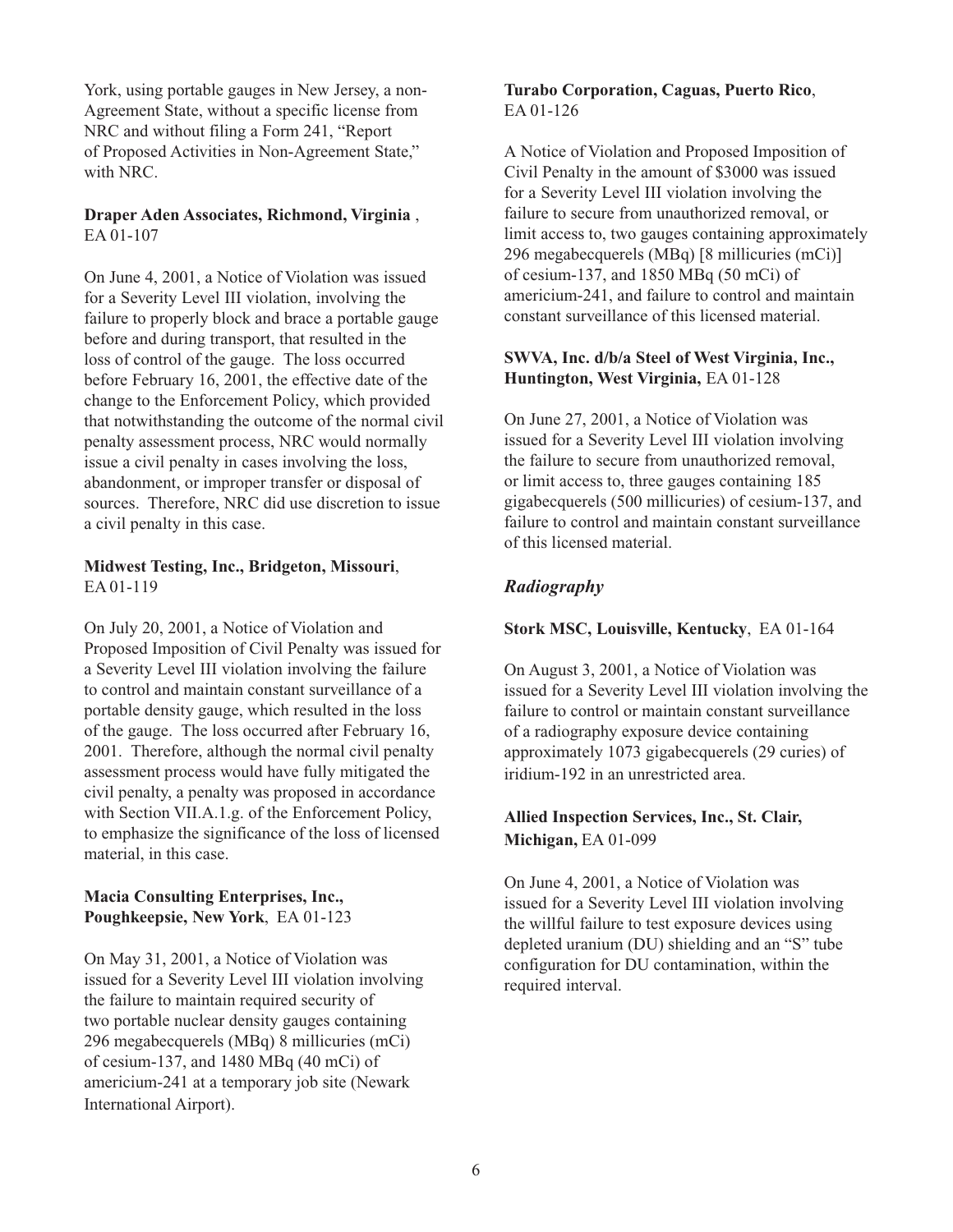York, using portable gauges in New Jersey, a non-Agreement State, without a specific license from NRC and without filing a Form 241, "Report of Proposed Activities in Non-Agreement State," with NRC.

**Draper Aden Associates, Richmond, Virginia** , EA 01-107

On June 4, 2001, a Notice of Violation was issued for a Severity Level III violation, involving the failure to properly block and brace a portable gauge before and during transport, that resulted in the loss of control of the gauge. The loss occurred before February 16, 2001, the effective date of the change to the Enforcement Policy, which provided that notwithstanding the outcome of the normal civil penalty assessment process, NRC would normally issue a civil penalty in cases involving the loss, abandonment, or improper transfer or disposal of sources. Therefore, NRC did use discretion to issue a civil penalty in this case.

**Midwest Testing, Inc., Bridgeton, Missouri**, EA 01-119

On July 20, 2001, a Notice of Violation and Proposed Imposition of Civil Penalty was issued for a Severity Level III violation involving the failure to control and maintain constant surveillance of a portable density gauge, which resulted in the loss of the gauge. The loss occurred after February 16, 2001. Therefore, although the normal civil penalty assessment process would have fully mitigated the civil penalty, a penalty was proposed in accordance with Section VII.A.1.g. of the Enforcement Policy, to emphasize the significance of the loss of licensed material, in this case.

**Macia Consulting Enterprises, Inc., Poughkeepsie, New York**, EA 01-123

On May 31, 2001, a Notice of Violation was issued for a Severity Level III violation involving the failure to maintain required security of two portable nuclear density gauges containing 296 megabecquerels (MBq) 8 millicuries (mCi) of cesium-137, and 1480 MBq (40 mCi) of americium-241 at a temporary job site (Newark International Airport).

**Turabo Corporation, Caguas, Puerto Rico**, EA 01-126

A Notice of Violation and Proposed Imposition of Civil Penalty in the amount of $3000 was issued for a Severity Level III violation involving the failure to secure from unauthorized removal, or limit access to, two gauges containing approximately 296 megabecquerels (MBq) [8 millicuries (mCi)] of cesium-137, and 1850 MBq (50 mCi) of americium-241, and failure to control and maintain constant surveillance of this licensed material.

**SWVA, Inc. d/b/a Steel of West Virginia, Inc., Huntington, West Virginia,** EA 01-128

On June 27, 2001, a Notice of Violation was issued for a Severity Level III violation involving the failure to secure from unauthorized removal, or limit access to, three gauges containing 185 gigabecquerels (500 millicuries) of cesium-137, and failure to control and maintain constant surveillance of this licensed material.

### *Radiography*

**Stork MSC, Louisville, Kentucky**, EA 01-164

On August 3, 2001, a Notice of Violation was issued for a Severity Level III violation involving the failure to control or maintain constant surveillance of a radiography exposure device containing approximately 1073 gigabecquerels (29 curies) of iridium-192 in an unrestricted area.

**Allied Inspection Services, Inc., St. Clair, Michigan,** EA 01-099

On June 4, 2001, a Notice of Violation was issued for a Severity Level III violation involving the willful failure to test exposure devices using depleted uranium (DU) shielding and an "S" tube configuration for DU contamination, within the required interval.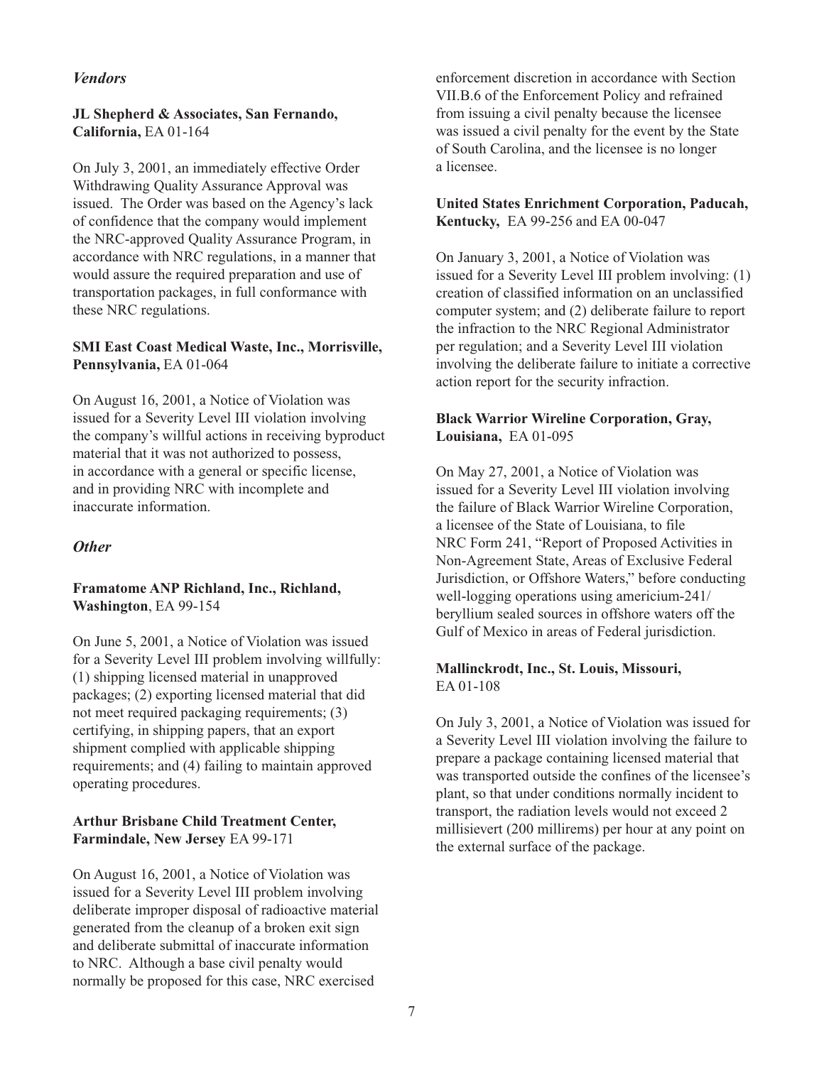## *Vendors*

**JL Shepherd & Associates, San Fernando, California,** EA 01-164

On July 3, 2001, an immediately effective Order Withdrawing Quality Assurance Approval was issued. The Order was based on the Agency's lack of confidence that the company would implement the NRC-approved Quality Assurance Program, in accordance with NRC regulations, in a manner that would assure the required preparation and use of transportation packages, in full conformance with these NRC regulations.

**SMI East Coast Medical Waste, Inc., Morrisville, Pennsylvania,** EA 01-064

On August 16, 2001, a Notice of Violation was issued for a Severity Level III violation involving the company's willful actions in receiving byproduct material that it was not authorized to possess, in accordance with a general or specific license, and in providing NRC with incomplete and inaccurate information.

## *Other*

**Framatome ANP Richland, Inc., Richland, Washington**, EA 99-154

On June 5, 2001, a Notice of Violation was issued for a Severity Level III problem involving willfully: (1) shipping licensed material in unapproved packages; (2) exporting licensed material that did not meet required packaging requirements; (3) certifying, in shipping papers, that an export shipment complied with applicable shipping requirements; and (4) failing to maintain approved operating procedures.

**Arthur Brisbane Child Treatment Center, Farmindale, New Jersey** EA 99-171

On August 16, 2001, a Notice of Violation was issued for a Severity Level III problem involving deliberate improper disposal of radioactive material generated from the cleanup of a broken exit sign and deliberate submittal of inaccurate information to NRC. Although a base civil penalty would normally be proposed for this case, NRC exercised enforcement discretion in accordance with Section VII.B.6 of the Enforcement Policy and refrained from issuing a civil penalty because the licensee was issued a civil penalty for the event by the State of South Carolina, and the licensee is no longer a licensee.

**United States Enrichment Corporation, Paducah, Kentucky,** EA 99-256 and EA 00-047

On January 3, 2001, a Notice of Violation was issued for a Severity Level III problem involving: (1) creation of classified information on an unclassified computer system; and (2) deliberate failure to report the infraction to the NRC Regional Administrator per regulation; and a Severity Level III violation involving the deliberate failure to initiate a corrective action report for the security infraction.

**Black Warrior Wireline Corporation, Gray, Louisiana,** EA 01-095

On May 27, 2001, a Notice of Violation was issued for a Severity Level III violation involving the failure of Black Warrior Wireline Corporation, a licensee of the State of Louisiana, to file NRC Form 241, "Report of Proposed Activities in Non-Agreement State, Areas of Exclusive Federal Jurisdiction, or Offshore Waters," before conducting well-logging operations using americium-241/beryllium sealed sources in offshore waters off the Gulf of Mexico in areas of Federal jurisdiction.

**Mallinckrodt, Inc., St. Louis, Missouri,** EA 01-108

On July 3, 2001, a Notice of Violation was issued for a Severity Level III violation involving the failure to prepare a package containing licensed material that was transported outside the confines of the licensee's plant, so that under conditions normally incident to transport, the radiation levels would not exceed 2 millisievert (200 millirems) per hour at any point on the external surface of the package.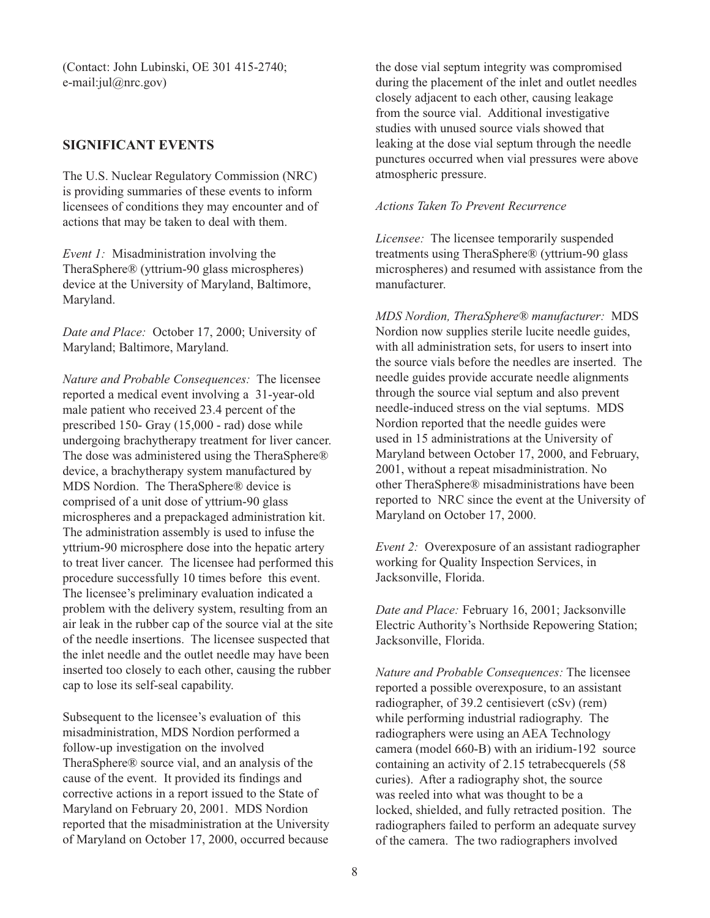(Contact: John Lubinski, OE 301 415-2740; e-mail:jul@nrc.gov)

## SIGNIFICANT EVENTS

The U.S. Nuclear Regulatory Commission (NRC) is providing summaries of these events to inform licensees of conditions they may encounter and of actions that may be taken to deal with them.

*Event 1:* Misadministration involving the TheraSphere® (yttrium-90 glass microspheres) device at the University of Maryland, Baltimore, Maryland.

*Date and Place:* October 17, 2000; University of Maryland; Baltimore, Maryland.

*Nature and Probable Consequences:* The licensee reported a medical event involving a 31-year-old male patient who received 23.4 percent of the prescribed 150- Gray (15,000 - rad) dose while undergoing brachytherapy treatment for liver cancer. The dose was administered using the TheraSphere® device, a brachytherapy system manufactured by MDS Nordion. The TheraSphere® device is comprised of a unit dose of yttrium-90 glass microspheres and a prepackaged administration kit. The administration assembly is used to infuse the yttrium-90 microsphere dose into the hepatic artery to treat liver cancer. The licensee had performed this procedure successfully 10 times before this event. The licensee's preliminary evaluation indicated a problem with the delivery system, resulting from an air leak in the rubber cap of the source vial at the site of the needle insertions. The licensee suspected that the inlet needle and the outlet needle may have been inserted too closely to each other, causing the rubber cap to lose its self-seal capability.

Subsequent to the licensee's evaluation of this misadministration, MDS Nordion performed a follow-up investigation on the involved TheraSphere® source vial, and an analysis of the cause of the event. It provided its findings and corrective actions in a report issued to the State of Maryland on February 20, 2001. MDS Nordion reported that the misadministration at the University of Maryland on October 17, 2000, occurred because the dose vial septum integrity was compromised during the placement of the inlet and outlet needles closely adjacent to each other, causing leakage from the source vial. Additional investigative studies with unused source vials showed that leaking at the dose vial septum through the needle punctures occurred when vial pressures were above atmospheric pressure.

*Actions Taken To Prevent Recurrence*

*Licensee:* The licensee temporarily suspended treatments using TheraSphere® (yttrium-90 glass microspheres) and resumed with assistance from the manufacturer.

*MDS Nordion, TheraSphere® manufacturer:* MDS Nordion now supplies sterile lucite needle guides, with all administration sets, for users to insert into the source vials before the needles are inserted. The needle guides provide accurate needle alignments through the source vial septum and also prevent needle-induced stress on the vial septums. MDS Nordion reported that the needle guides were used in 15 administrations at the University of Maryland between October 17, 2000, and February, 2001, without a repeat misadministration. No other TheraSphere® misadministrations have been reported to NRC since the event at the University of Maryland on October 17, 2000.

*Event 2:* Overexposure of an assistant radiographer working for Quality Inspection Services, in Jacksonville, Florida.

*Date and Place:* February 16, 2001; Jacksonville Electric Authority's Northside Repowering Station; Jacksonville, Florida.

*Nature and Probable Consequences:* The licensee reported a possible overexposure, to an assistant radiographer, of 39.2 centisievert (cSv) (rem) while performing industrial radiography. The radiographers were using an AEA Technology camera (model 660-B) with an iridium-192 source containing an activity of 2.15 tetrabecquerels (58 curies). After a radiography shot, the source was reeled into what was thought to be a locked, shielded, and fully retracted position. The radiographers failed to perform an adequate survey of the camera. The two radiographers involved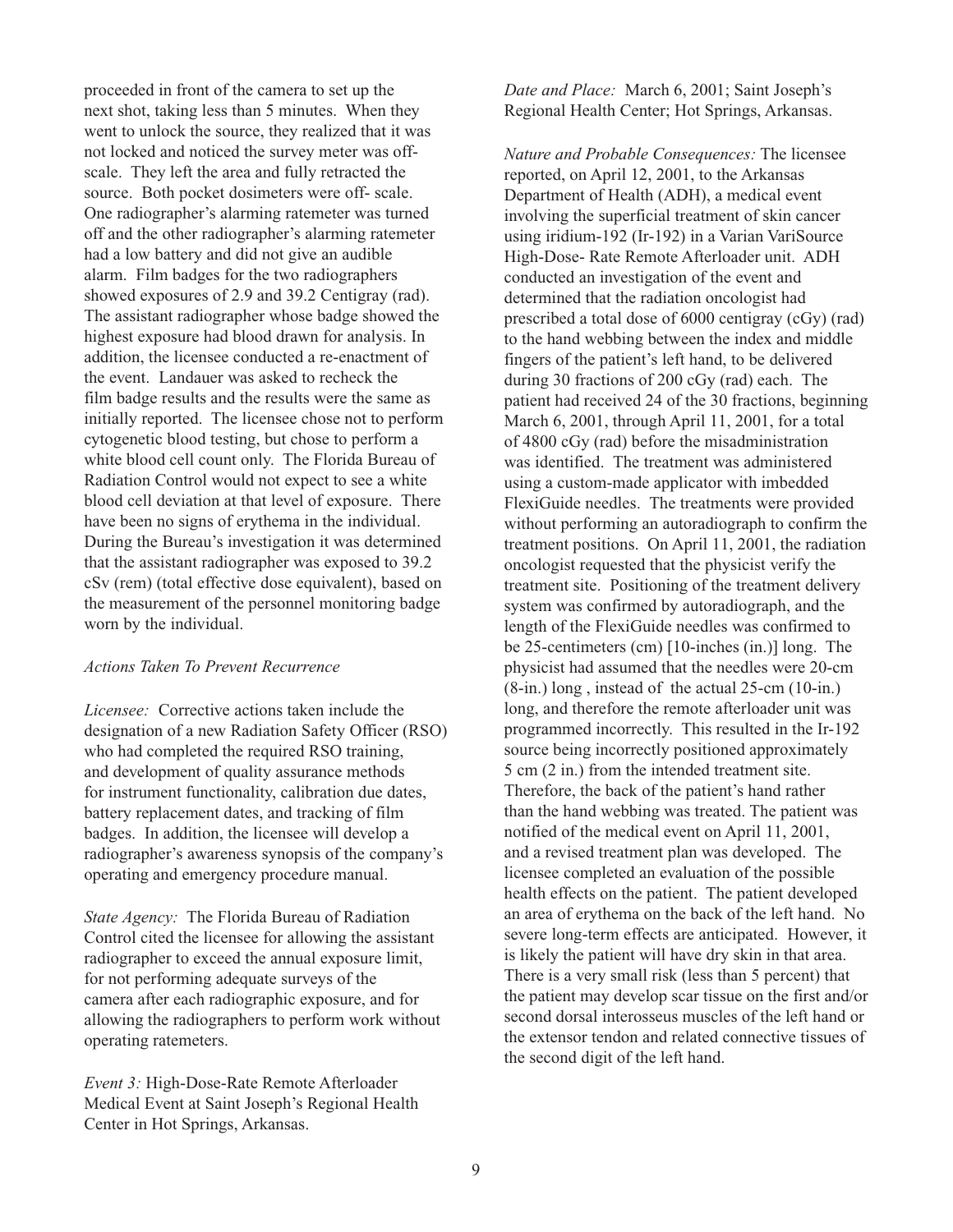proceeded in front of the camera to set up the next shot, taking less than 5 minutes. When they went to unlock the source, they realized that it was not locked and noticed the survey meter was off-scale. They left the area and fully retracted the source. Both pocket dosimeters were off- scale. One radiographer's alarming ratemeter was turned off and the other radiographer's alarming ratemeter had a low battery and did not give an audible alarm. Film badges for the two radiographers showed exposures of 2.9 and 39.2 Centigray (rad). The assistant radiographer whose badge showed the highest exposure had blood drawn for analysis. In addition, the licensee conducted a re-enactment of the event. Landauer was asked to recheck the film badge results and the results were the same as initially reported. The licensee chose not to perform cytogenetic blood testing, but chose to perform a white blood cell count only. The Florida Bureau of Radiation Control would not expect to see a white blood cell deviation at that level of exposure. There have been no signs of erythema in the individual. During the Bureau's investigation it was determined that the assistant radiographer was exposed to 39.2 cSv (rem) (total effective dose equivalent), based on the measurement of the personnel monitoring badge worn by the individual.

*Actions Taken To Prevent Recurrence*

*Licensee:* Corrective actions taken include the designation of a new Radiation Safety Officer (RSO) who had completed the required RSO training, and development of quality assurance methods for instrument functionality, calibration due dates, battery replacement dates, and tracking of film badges. In addition, the licensee will develop a radiographer's awareness synopsis of the company's operating and emergency procedure manual.

*State Agency:* The Florida Bureau of Radiation Control cited the licensee for allowing the assistant radiographer to exceed the annual exposure limit, for not performing adequate surveys of the camera after each radiographic exposure, and for allowing the radiographers to perform work without operating ratemeters.

*Event 3:* High-Dose-Rate Remote Afterloader Medical Event at Saint Joseph's Regional Health Center in Hot Springs, Arkansas.

*Date and Place:* March 6, 2001; Saint Joseph's Regional Health Center; Hot Springs, Arkansas.

*Nature and Probable Consequences:* The licensee reported, on April 12, 2001, to the Arkansas Department of Health (ADH), a medical event involving the superficial treatment of skin cancer using iridium-192 (Ir-192) in a Varian VariSource High-Dose- Rate Remote Afterloader unit. ADH conducted an investigation of the event and determined that the radiation oncologist had prescribed a total dose of 6000 centigray (cGy) (rad) to the hand webbing between the index and middle fingers of the patient's left hand, to be delivered during 30 fractions of 200 cGy (rad) each. The patient had received 24 of the 30 fractions, beginning March 6, 2001, through April 11, 2001, for a total of 4800 cGy (rad) before the misadministration was identified. The treatment was administered using a custom-made applicator with imbedded FlexiGuide needles. The treatments were provided without performing an autoradiograph to confirm the treatment positions. On April 11, 2001, the radiation oncologist requested that the physicist verify the treatment site. Positioning of the treatment delivery system was confirmed by autoradiograph, and the length of the FlexiGuide needles was confirmed to be 25-centimeters (cm) [10-inches (in.)] long. The physicist had assumed that the needles were 20-cm (8-in.) long , instead of the actual 25-cm (10-in.) long, and therefore the remote afterloader unit was programmed incorrectly. This resulted in the Ir-192 source being incorrectly positioned approximately 5 cm (2 in.) from the intended treatment site. Therefore, the back of the patient's hand rather than the hand webbing was treated. The patient was notified of the medical event on April 11, 2001, and a revised treatment plan was developed. The licensee completed an evaluation of the possible health effects on the patient. The patient developed an area of erythema on the back of the left hand. No severe long-term effects are anticipated. However, it is likely the patient will have dry skin in that area. There is a very small risk (less than 5 percent) that the patient may develop scar tissue on the first and/or second dorsal interosseus muscles of the left hand or the extensor tendon and related connective tissues of the second digit of the left hand.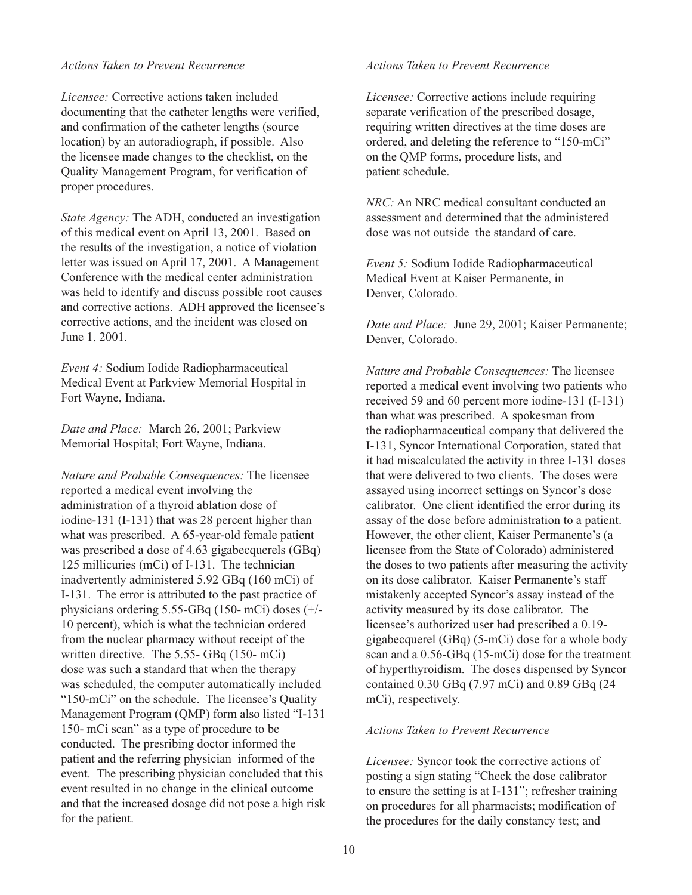*Actions Taken to Prevent Recurrence*

*Licensee:* Corrective actions taken included documenting that the catheter lengths were verified, and confirmation of the catheter lengths (source location) by an autoradiograph, if possible. Also the licensee made changes to the checklist, on the Quality Management Program, for verification of proper procedures.

*State Agency:* The ADH, conducted an investigation of this medical event on April 13, 2001. Based on the results of the investigation, a notice of violation letter was issued on April 17, 2001. A Management Conference with the medical center administration was held to identify and discuss possible root causes and corrective actions. ADH approved the licensee's corrective actions, and the incident was closed on June 1, 2001.

*Event 4:* Sodium Iodide Radiopharmaceutical Medical Event at Parkview Memorial Hospital in Fort Wayne, Indiana.

*Date and Place:* March 26, 2001; Parkview Memorial Hospital; Fort Wayne, Indiana.

*Nature and Probable Consequences:* The licensee reported a medical event involving the administration of a thyroid ablation dose of iodine-131 (I-131) that was 28 percent higher than what was prescribed. A 65-year-old female patient was prescribed a dose of 4.63 gigabecquerels (GBq) 125 millicuries (mCi) of I-131. The technician inadvertently administered 5.92 GBq (160 mCi) of I-131. The error is attributed to the past practice of physicians ordering 5.55-GBq (150- mCi) doses (+/- 10 percent), which is what the technician ordered from the nuclear pharmacy without receipt of the written directive. The 5.55- GBq (150- mCi) dose was such a standard that when the therapy was scheduled, the computer automatically included "150-mCi" on the schedule. The licensee's Quality Management Program (QMP) form also listed "I-131 150- mCi scan" as a type of procedure to be conducted. The presribing doctor informed the patient and the referring physician informed of the event. The prescribing physician concluded that this event resulted in no change in the clinical outcome and that the increased dosage did not pose a high risk for the patient.

*Actions Taken to Prevent Recurrence*

*Licensee:* Corrective actions include requiring separate verification of the prescribed dosage, requiring written directives at the time doses are ordered, and deleting the reference to "150-mCi" on the QMP forms, procedure lists, and patient schedule.

*NRC:* An NRC medical consultant conducted an assessment and determined that the administered dose was not outside the standard of care.

*Event 5:* Sodium Iodide Radiopharmaceutical Medical Event at Kaiser Permanente, in Denver, Colorado.

*Date and Place:* June 29, 2001; Kaiser Permanente; Denver, Colorado.

*Nature and Probable Consequences:* The licensee reported a medical event involving two patients who received 59 and 60 percent more iodine-131 (I-131) than what was prescribed. A spokesman from the radiopharmaceutical company that delivered the I-131, Syncor International Corporation, stated that it had miscalculated the activity in three I-131 doses that were delivered to two clients. The doses were assayed using incorrect settings on Syncor's dose calibrator. One client identified the error during its assay of the dose before administration to a patient. However, the other client, Kaiser Permanente's (a licensee from the State of Colorado) administered the doses to two patients after measuring the activity on its dose calibrator. Kaiser Permanente's staff mistakenly accepted Syncor's assay instead of the activity measured by its dose calibrator. The licensee's authorized user had prescribed a 0.19-gigabecquerel (GBq) (5-mCi) dose for a whole body scan and a 0.56-GBq (15-mCi) dose for the treatment of hyperthyroidism. The doses dispensed by Syncor contained 0.30 GBq (7.97 mCi) and 0.89 GBq (24 mCi), respectively.

*Actions Taken to Prevent Recurrence*

*Licensee:* Syncor took the corrective actions of posting a sign stating "Check the dose calibrator to ensure the setting is at I-131"; refresher training on procedures for all pharmacists; modification of the procedures for the daily constancy test; and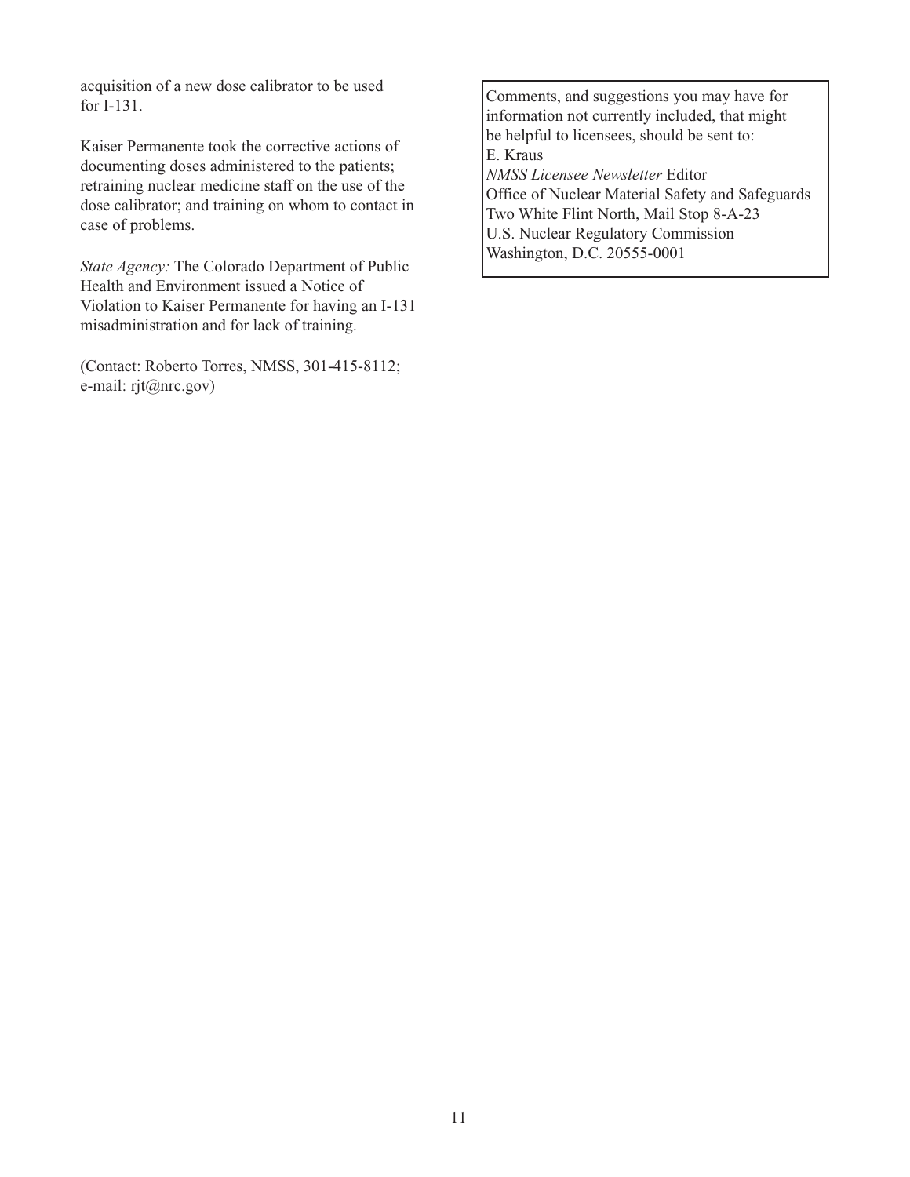acquisition of a new dose calibrator to be used for I-131.

Kaiser Permanente took the corrective actions of documenting doses administered to the patients; retraining nuclear medicine staff on the use of the dose calibrator; and training on whom to contact in case of problems.

*State Agency:* The Colorado Department of Public Health and Environment issued a Notice of Violation to Kaiser Permanente for having an I-131 misadministration and for lack of training.

(Contact: Roberto Torres, NMSS, 301-415-8112; e-mail: rjt@nrc.gov)

Comments, and suggestions you may have for information not currently included, that might be helpful to licensees, should be sent to:
E. Kraus
*NMSS Licensee Newsletter* Editor
Office of Nuclear Material Safety and Safeguards
Two White Flint North, Mail Stop 8-A-23
U.S. Nuclear Regulatory Commission
Washington, D.C. 20555-0001